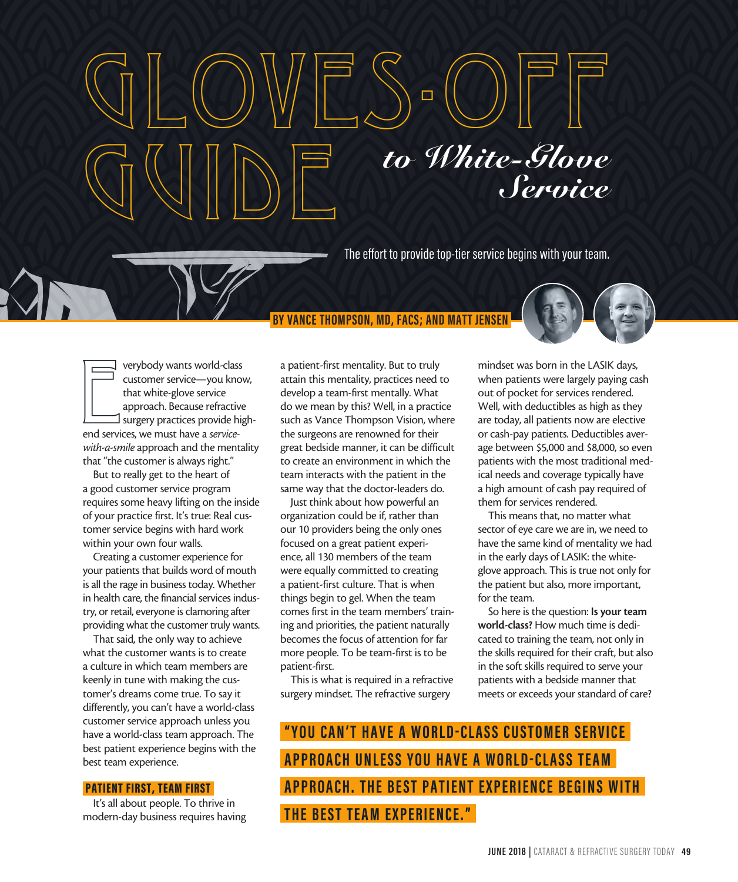# GLOVES-OFF GUIDE *to White-Glove Service*

The effort to provide top-tier service begins with your team.

**BY VANCE THOMPSON, MD, FACS; AND MATT JENSEN**

Everybody wants world-class customer service—you know, that white-glove service approach. Because refractive surgery practices provide high-end services, we must have a *service-with-a-smile* approach and the mentality that "the customer is always right."

But to really get to the heart of a good customer service program requires some heavy lifting on the inside of your practice first. It's true: Real customer service begins with hard work within your own four walls.

Creating a customer experience for your patients that builds word of mouth is all the rage in business today. Whether in health care, the financial services industry, or retail, everyone is clamoring after providing what the customer truly wants.

That said, the only way to achieve what the customer wants is to create a culture in which team members are keenly in tune with making the customer's dreams come true. To say it differently, you can't have a world-class customer service approach unless you have a world-class team approach. The best patient experience begins with the best team experience.

## PATIENT FIRST, TEAM FIRST

It's all about people. To thrive in modern-day business requires having a patient-first mentality. But to truly attain this mentality, practices need to develop a team-first mentally. What do we mean by this? Well, in a practice such as Vance Thompson Vision, where the surgeons are renowned for their great bedside manner, it can be difficult to create an environment in which the team interacts with the patient in the same way that the doctor-leaders do.

Just think about how powerful an organization could be if, rather than our 10 providers being the only ones focused on a great patient experience, all 130 members of the team were equally committed to creating a patient-first culture. That is when things begin to gel. When the team comes first in the team members' training and priorities, the patient naturally becomes the focus of attention for far more people. To be team-first is to be patient-first.

This is what is required in a refractive surgery mindset. The refractive surgery mindset was born in the LASIK days, when patients were largely paying cash out of pocket for services rendered. Well, with deductibles as high as they are today, all patients now are elective or cash-pay patients. Deductibles average between $5,000 and $8,000, so even patients with the most traditional medical needs and coverage typically have a high amount of cash pay required of them for services rendered.

This means that, no matter what sector of eye care we are in, we need to have the same kind of mentality we had in the early days of LASIK: the white-glove approach. This is true not only for the patient but also, more important, for the team.

So here is the question: **Is your team world-class?** How much time is dedicated to training the team, not only in the skills required for their craft, but also in the soft skills required to serve your patients with a bedside manner that meets or exceeds your standard of care?

**"YOU CAN'T HAVE A WORLD-CLASS CUSTOMER SERVICE APPROACH UNLESS YOU HAVE A WORLD-CLASS TEAM APPROACH. THE BEST PATIENT EXPERIENCE BEGINS WITH THE BEST TEAM EXPERIENCE."**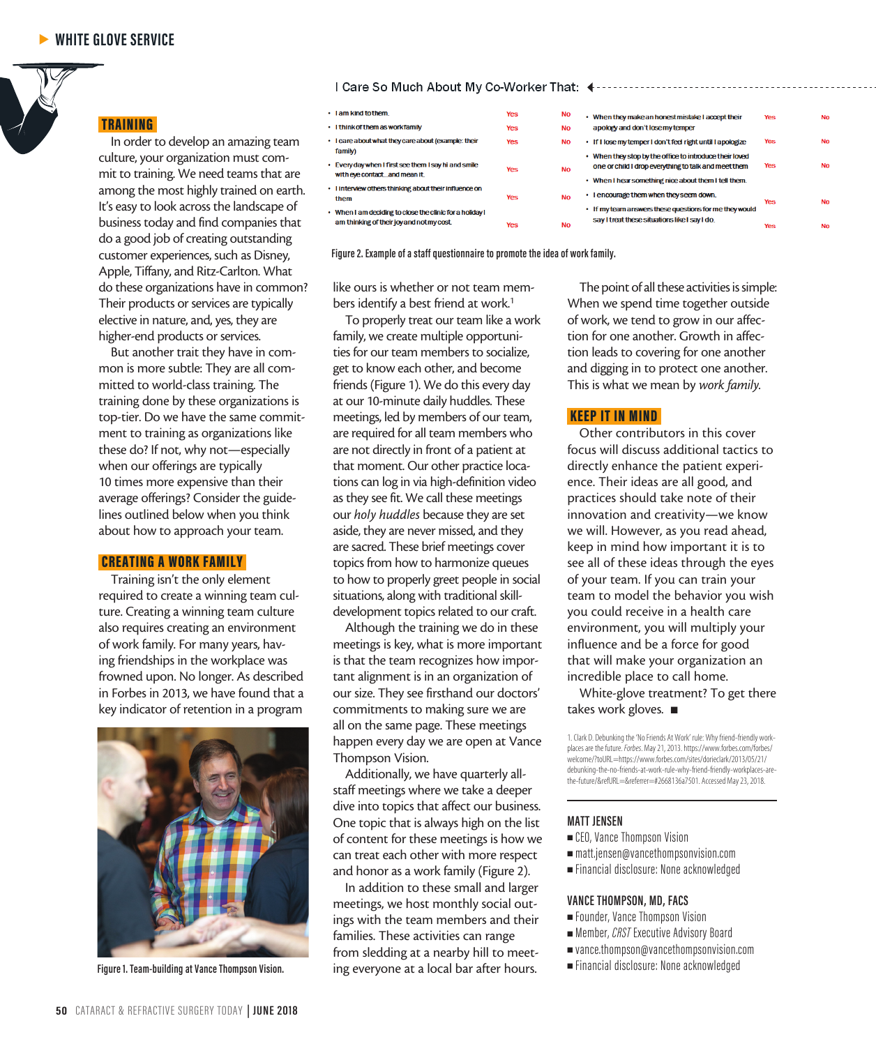## TRAINING

In order to develop an amazing team culture, your organization must commit to training. We need teams that are among the most highly trained on earth. It's easy to look across the landscape of business today and find companies that do a good job of creating outstanding customer experiences, such as Disney, Apple, Tiffany, and Ritz-Carlton. What do these organizations have in common? Their products or services are typically elective in nature, and, yes, they are higher-end products or services.

But another trait they have in common is more subtle: They are all committed to world-class training. The training done by these organizations is top-tier. Do we have the same commitment to training as organizations like these do? If not, why not—especially when our offerings are typically 10 times more expensive than their average offerings? Consider the guidelines outlined below when you think about how to approach your team.

## CREATING A WORK FAMILY

Training isn't the only element required to create a winning team culture. Creating a winning team culture also requires creating an environment of work family. For many years, having friendships in the workplace was frowned upon. No longer. As described in Forbes in 2013, we have found that a key indicator of retention in a program like ours is whether or not team members identify a best friend at work.[1]

Figure 1. Team-building at Vance Thompson Vision.

To properly treat our team like a work family, we create multiple opportunities for our team members to socialize, get to know each other, and become friends (Figure 1). We do this every day at our 10-minute daily huddles. These meetings, led by members of our team, are required for all team members who are not directly in front of a patient at that moment. Our other practice locations can log in via high-definition video as they see fit. We call these meetings our *holy huddles* because they are set aside, they are never missed, and they are sacred. These brief meetings cover topics from how to harmonize queues to how to properly greet people in social situations, along with traditional skill-development topics related to our craft.

Although the training we do in these meetings is key, what is more important is that the team recognizes how important alignment is in an organization of our size. They see firsthand our doctors' commitments to making sure we are all on the same page. These meetings happen every day we are open at Vance Thompson Vision.

Additionally, we have quarterly all-staff meetings where we take a deeper dive into topics that affect our business. One topic that is always high on the list of content for these meetings is how we can treat each other with more respect and honor as a work family (Figure 2).

In addition to these small and larger meetings, we host monthly social outings with the team members and their families. These activities can range from sledding at a nearby hill to meeting everyone at a local bar after hours.

**I Care So Much About My Co-Worker That:**

| | | |
|---|---|---|
| • I am kind to them. | Yes | No |
| • I think of them as work family | Yes | No |
| • I care about what they care about (example: their family) | Yes | No |
| • Every day when I first see them I say hi and smile with eye contact...and mean it. | Yes | No |
| • I interview others thinking about their influence on them | Yes | No |
| • When I am deciding to close the clinic for a holiday I am thinking of their joy and not my cost. | Yes | No |
| • When they make an honest mistake I accept their apology and don't lose my temper | Yes | No |
| • If I lose my temper I don't feel right until I apologize | Yes | No |
| • When they stop by the office to introduce their loved one or child I drop everything to talk and meet them | Yes | No |
| • When I hear something nice about them I tell them. | | |
| • I encourage them when they seem down. | Yes | No |
| • If my team answers these questions for me they would say I treat these situations like I say I do. | Yes | No |

Figure 2. Example of a staff questionnaire to promote the idea of work family.

The point of all these activities is simple: When we spend time together outside of work, we tend to grow in our affection for one another. Growth in affection leads to covering for one another and digging in to protect one another. This is what we mean by *work family*.

## KEEP IT IN MIND

Other contributors in this cover focus will discuss additional tactics to directly enhance the patient experience. Their ideas are all good, and practices should take note of their innovation and creativity—we know we will. However, as you read ahead, keep in mind how important it is to see all of these ideas through the eyes of your team. If you can train your team to model the behavior you wish you could receive in a health care environment, you will multiply your influence and be a force for good that will make your organization an incredible place to call home.

White-glove treatment? To get there takes work gloves. ■

1. Clark D. Debunking the 'No Friends At Work' rule: Why friend-friendly workplaces are the future. *Forbes*. May 21, 2013. https://www.forbes.com/forbes/welcome/?toURL=https://www.forbes.com/sites/dorieclark/2013/05/21/debunking-the-no-friends-at-work-rule-why-friend-friendly-workplaces-are-the-future/&refURL=&referrer=#2668136a7501. Accessed May 23, 2018.

**MATT JENSEN**
- CEO, Vance Thompson Vision
- matt.jensen@vancethompsonvision.com
- Financial disclosure: None acknowledged

**VANCE THOMPSON, MD, FACS**
- Founder, Vance Thompson Vision
- Member, *CRST* Executive Advisory Board
- vance.thompson@vancethompsonvision.com
- Financial disclosure: None acknowledged